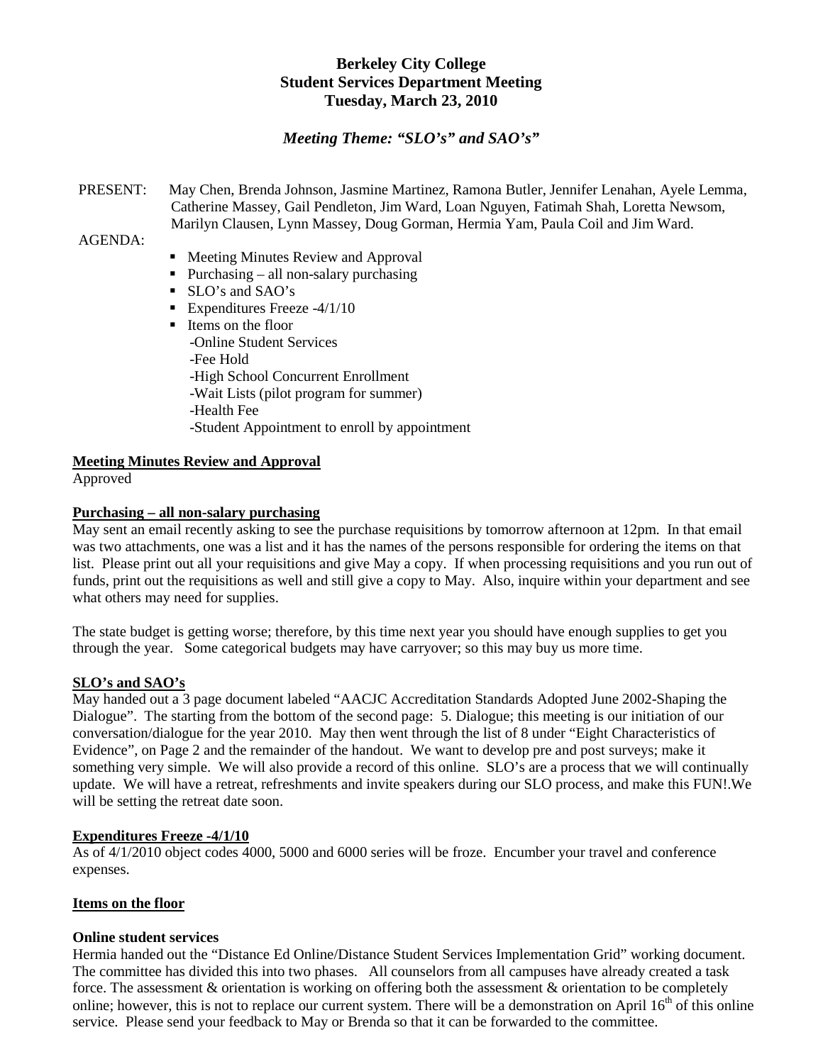# Berkeley City College
## Student Services Department Meeting
### Tuesday, March 23, 2010

***Meeting Theme: "SLO's" and SAO's"***

PRESENT: May Chen, Brenda Johnson, Jasmine Martinez, Ramona Butler, Jennifer Lenahan, Ayele Lemma, Catherine Massey, Gail Pendleton, Jim Ward, Loan Nguyen, Fatimah Shah, Loretta Newsom, Marilyn Clausen, Lynn Massey, Doug Gorman, Hermia Yam, Paula Coil and Jim Ward.

AGENDA:

- Meeting Minutes Review and Approval
- Purchasing – all non-salary purchasing
- SLO's and SAO's
- Expenditures Freeze -4/1/10
- Items on the floor
  - -Online Student Services
  - -Fee Hold
  - -High School Concurrent Enrollment
  - -Wait Lists (pilot program for summer)
  - -Health Fee
  - -Student Appointment to enroll by appointment

**Meeting Minutes Review and Approval**

Approved

**Purchasing – all non-salary purchasing**

May sent an email recently asking to see the purchase requisitions by tomorrow afternoon at 12pm. In that email was two attachments, one was a list and it has the names of the persons responsible for ordering the items on that list. Please print out all your requisitions and give May a copy. If when processing requisitions and you run out of funds, print out the requisitions as well and still give a copy to May. Also, inquire within your department and see what others may need for supplies.

The state budget is getting worse; therefore, by this time next year you should have enough supplies to get you through the year. Some categorical budgets may have carryover; so this may buy us more time.

**SLO's and SAO's**

May handed out a 3 page document labeled "AACJC Accreditation Standards Adopted June 2002-Shaping the Dialogue". The starting from the bottom of the second page: 5. Dialogue; this meeting is our initiation of our conversation/dialogue for the year 2010. May then went through the list of 8 under "Eight Characteristics of Evidence", on Page 2 and the remainder of the handout. We want to develop pre and post surveys; make it something very simple. We will also provide a record of this online. SLO's are a process that we will continually update. We will have a retreat, refreshments and invite speakers during our SLO process, and make this FUN!.We will be setting the retreat date soon.

**Expenditures Freeze -4/1/10**

As of 4/1/2010 object codes 4000, 5000 and 6000 series will be froze. Encumber your travel and conference expenses.

**Items on the floor**

**Online student services**

Hermia handed out the "Distance Ed Online/Distance Student Services Implementation Grid" working document. The committee has divided this into two phases. All counselors from all campuses have already created a task force. The assessment & orientation is working on offering both the assessment & orientation to be completely online; however, this is not to replace our current system. There will be a demonstration on April 16th of this online service. Please send your feedback to May or Brenda so that it can be forwarded to the committee.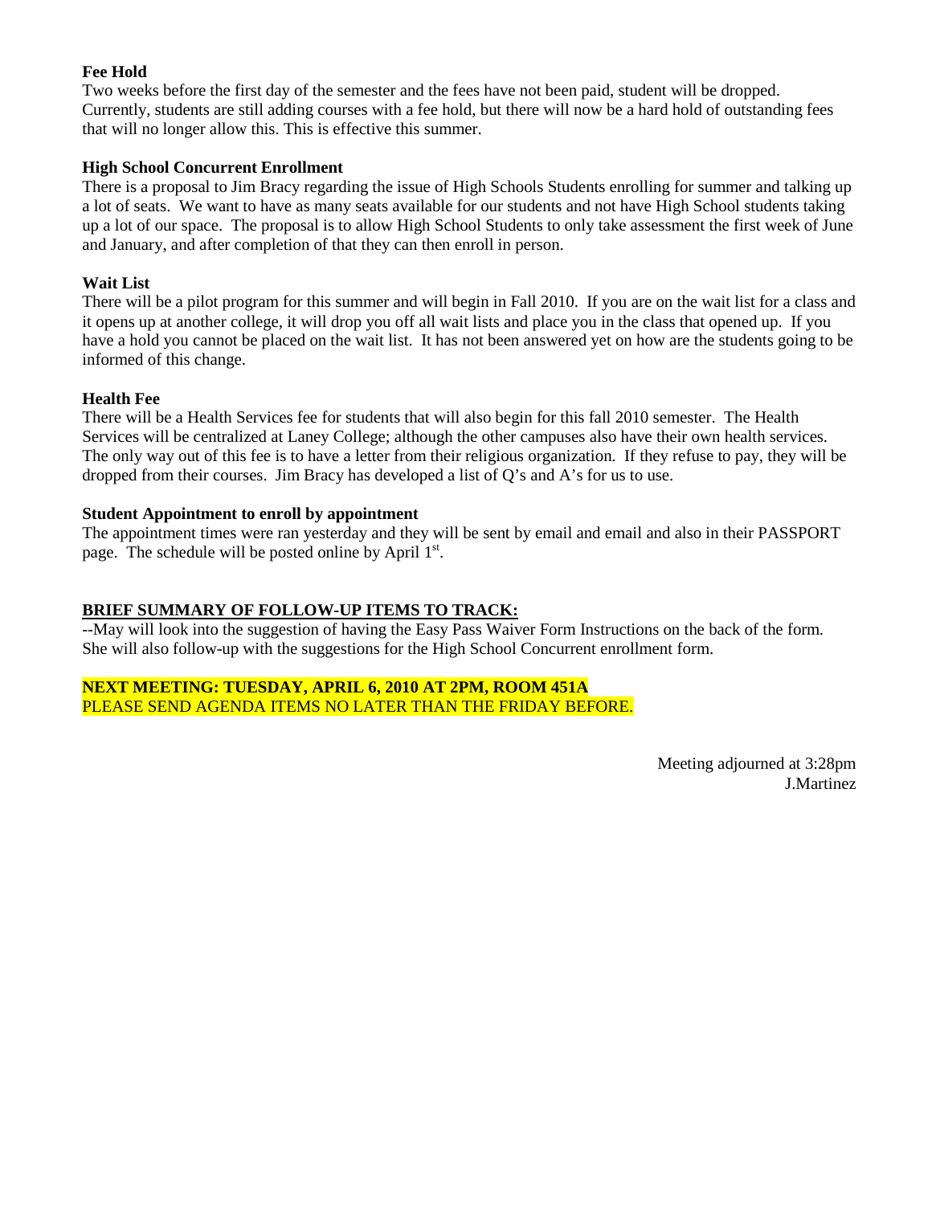**Fee Hold**

Two weeks before the first day of the semester and the fees have not been paid, student will be dropped. Currently, students are still adding courses with a fee hold, but there will now be a hard hold of outstanding fees that will no longer allow this. This is effective this summer.

**High School Concurrent Enrollment**

There is a proposal to Jim Bracy regarding the issue of High Schools Students enrolling for summer and talking up a lot of seats. We want to have as many seats available for our students and not have High School students taking up a lot of our space. The proposal is to allow High School Students to only take assessment the first week of June and January, and after completion of that they can then enroll in person.

**Wait List**

There will be a pilot program for this summer and will begin in Fall 2010. If you are on the wait list for a class and it opens up at another college, it will drop you off all wait lists and place you in the class that opened up. If you have a hold you cannot be placed on the wait list. It has not been answered yet on how are the students going to be informed of this change.

**Health Fee**

There will be a Health Services fee for students that will also begin for this fall 2010 semester. The Health Services will be centralized at Laney College; although the other campuses also have their own health services. The only way out of this fee is to have a letter from their religious organization. If they refuse to pay, they will be dropped from their courses. Jim Bracy has developed a list of Q's and A's for us to use.

**Student Appointment to enroll by appointment**

The appointment times were ran yesterday and they will be sent by email and email and also in their PASSPORT page. The schedule will be posted online by April 1st.

**BRIEF SUMMARY OF FOLLOW-UP ITEMS TO TRACK:**

--May will look into the suggestion of having the Easy Pass Waiver Form Instructions on the back of the form. She will also follow-up with the suggestions for the High School Concurrent enrollment form.

**NEXT MEETING: TUESDAY, APRIL 6, 2010 AT 2PM, ROOM 451A**
PLEASE SEND AGENDA ITEMS NO LATER THAN THE FRIDAY BEFORE.

Meeting adjourned at 3:28pm
J.Martinez